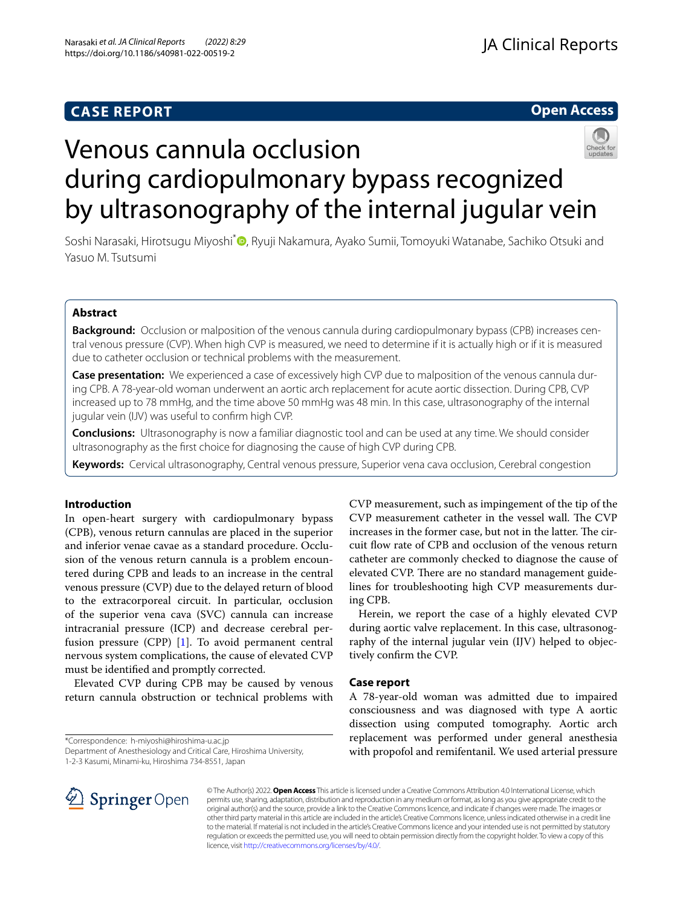**CASE REPORT** **Open Access**

# Venous cannula occlusion during cardiopulmonary bypass recognized by ultrasonography of the internal jugular vein

Soshi Narasaki, Hirotsugu Miyoshi*, Ryuji Nakamura, Ayako Sumii, Tomoyuki Watanabe, Sachiko Otsuki and Yasuo M. Tsutsumi

## Abstract

**Background:** Occlusion or malposition of the venous cannula during cardiopulmonary bypass (CPB) increases central venous pressure (CVP). When high CVP is measured, we need to determine if it is actually high or if it is measured due to catheter occlusion or technical problems with the measurement.

**Case presentation:** We experienced a case of excessively high CVP due to malposition of the venous cannula during CPB. A 78-year-old woman underwent an aortic arch replacement for acute aortic dissection. During CPB, CVP increased up to 78 mmHg, and the time above 50 mmHg was 48 min. In this case, ultrasonography of the internal jugular vein (IJV) was useful to confirm high CVP.

**Conclusions:** Ultrasonography is now a familiar diagnostic tool and can be used at any time. We should consider ultrasonography as the first choice for diagnosing the cause of high CVP during CPB.

**Keywords:** Cervical ultrasonography, Central venous pressure, Superior vena cava occlusion, Cerebral congestion

## Introduction

In open-heart surgery with cardiopulmonary bypass (CPB), venous return cannulas are placed in the superior and inferior venae cavae as a standard procedure. Occlusion of the venous return cannula is a problem encountered during CPB and leads to an increase in the central venous pressure (CVP) due to the delayed return of blood to the extracorporeal circuit. In particular, occlusion of the superior vena cava (SVC) cannula can increase intracranial pressure (ICP) and decrease cerebral perfusion pressure (CPP) [1]. To avoid permanent central nervous system complications, the cause of elevated CVP must be identified and promptly corrected.

Elevated CVP during CPB may be caused by venous return cannula obstruction or technical problems with CVP measurement, such as impingement of the tip of the CVP measurement catheter in the vessel wall. The CVP increases in the former case, but not in the latter. The circuit flow rate of CPB and occlusion of the venous return catheter are commonly checked to diagnose the cause of elevated CVP. There are no standard management guidelines for troubleshooting high CVP measurements during CPB.

Herein, we report the case of a highly elevated CVP during aortic valve replacement. In this case, ultrasonography of the internal jugular vein (IJV) helped to objectively confirm the CVP.

## Case report

A 78-year-old woman was admitted due to impaired consciousness and was diagnosed with type A aortic dissection using computed tomography. Aortic arch replacement was performed under general anesthesia with propofol and remifentanil. We used arterial pressure

*Correspondence: h-miyoshi@hiroshima-u.ac.jp
Department of Anesthesiology and Critical Care, Hiroshima University, 1-2-3 Kasumi, Minami-ku, Hiroshima 734-8551, Japan

© The Author(s) 2022. **Open Access** This article is licensed under a Creative Commons Attribution 4.0 International License, which permits use, sharing, adaptation, distribution and reproduction in any medium or format, as long as you give appropriate credit to the original author(s) and the source, provide a link to the Creative Commons licence, and indicate if changes were made. The images or other third party material in this article are included in the article's Creative Commons licence, unless indicated otherwise in a credit line to the material. If material is not included in the article's Creative Commons licence and your intended use is not permitted by statutory regulation or exceeds the permitted use, you will need to obtain permission directly from the copyright holder. To view a copy of this licence, visit http://creativecommons.org/licenses/by/4.0/.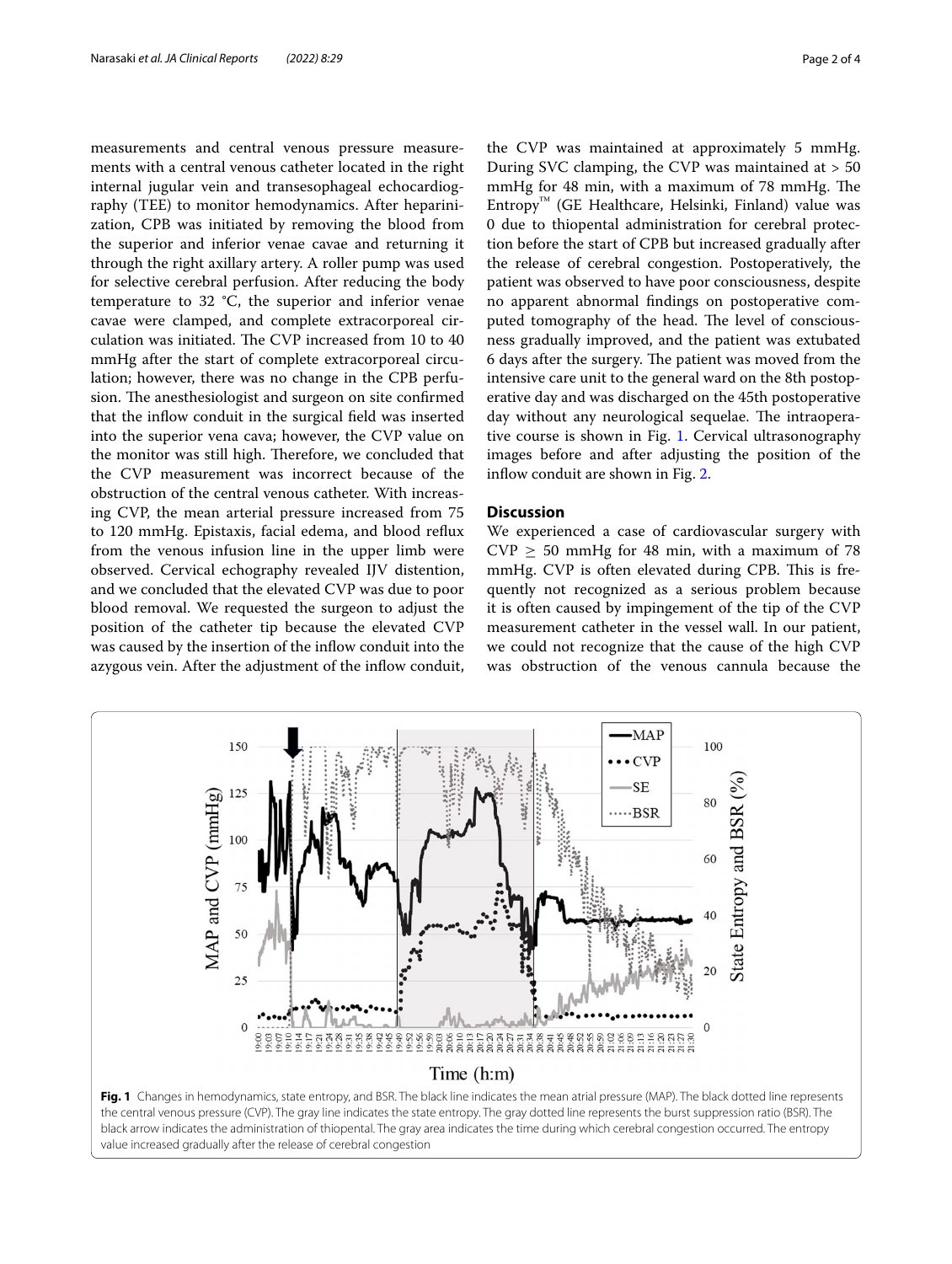measurements and central venous pressure measurements with a central venous catheter located in the right internal jugular vein and transesophageal echocardiography (TEE) to monitor hemodynamics. After heparinization, CPB was initiated by removing the blood from the superior and inferior venae cavae and returning it through the right axillary artery. A roller pump was used for selective cerebral perfusion. After reducing the body temperature to 32 °C, the superior and inferior venae cavae were clamped, and complete extracorporeal circulation was initiated. The CVP increased from 10 to 40 mmHg after the start of complete extracorporeal circulation; however, there was no change in the CPB perfusion. The anesthesiologist and surgeon on site confirmed that the inflow conduit in the surgical field was inserted into the superior vena cava; however, the CVP value on the monitor was still high. Therefore, we concluded that the CVP measurement was incorrect because of the obstruction of the central venous catheter. With increasing CVP, the mean arterial pressure increased from 75 to 120 mmHg. Epistaxis, facial edema, and blood reflux from the venous infusion line in the upper limb were observed. Cervical echography revealed IJV distention, and we concluded that the elevated CVP was due to poor blood removal. We requested the surgeon to adjust the position of the catheter tip because the elevated CVP was caused by the insertion of the inflow conduit into the azygous vein. After the adjustment of the inflow conduit, the CVP was maintained at approximately 5 mmHg. During SVC clamping, the CVP was maintained at > 50 mmHg for 48 min, with a maximum of 78 mmHg. The Entropy™ (GE Healthcare, Helsinki, Finland) value was 0 due to thiopental administration for cerebral protection before the start of CPB but increased gradually after the release of cerebral congestion. Postoperatively, the patient was observed to have poor consciousness, despite no apparent abnormal findings on postoperative computed tomography of the head. The level of consciousness gradually improved, and the patient was extubated 6 days after the surgery. The patient was moved from the intensive care unit to the general ward on the 8th postoperative day and was discharged on the 45th postoperative day without any neurological sequelae. The intraoperative course is shown in Fig. 1. Cervical ultrasonography images before and after adjusting the position of the inflow conduit are shown in Fig. 2.

## Discussion

We experienced a case of cardiovascular surgery with CVP $\geq$ 50 mmHg for 48 min, with a maximum of 78 mmHg. CVP is often elevated during CPB. This is frequently not recognized as a serious problem because it is often caused by impingement of the tip of the CVP measurement catheter in the vessel wall. In our patient, we could not recognize that the cause of the high CVP was obstruction of the venous cannula because the

**Fig. 1** Changes in hemodynamics, state entropy, and BSR. The black line indicates the mean atrial pressure (MAP). The black dotted line represents the central venous pressure (CVP). The gray line indicates the state entropy. The gray dotted line represents the burst suppression ratio (BSR). The black arrow indicates the administration of thiopental. The gray area indicates the time during which cerebral congestion occurred. The entropy value increased gradually after the release of cerebral congestion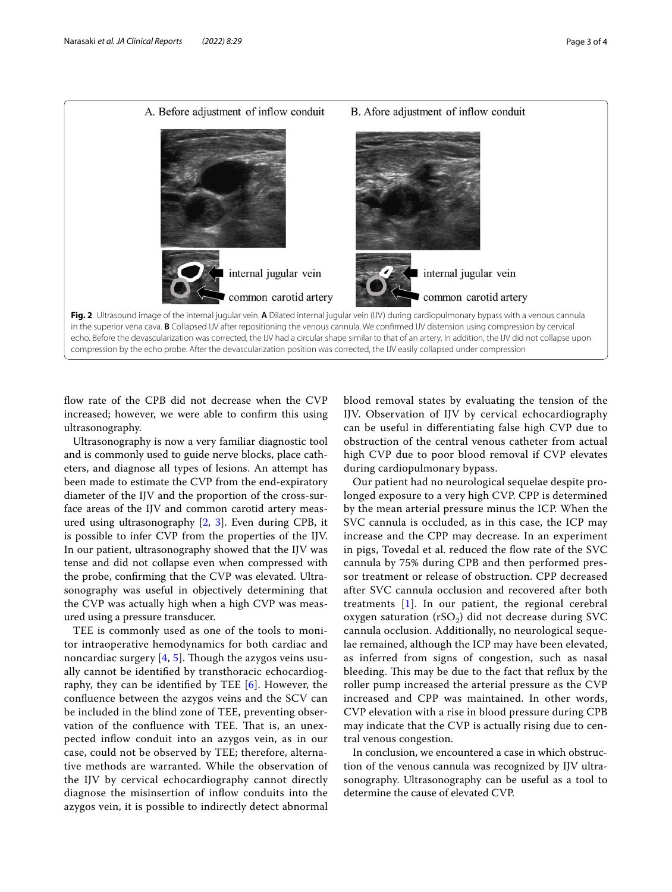A. Before adjustment of inflow conduit

B. Afore adjustment of inflow conduit

internal jugular vein

common carotid artery

**Fig. 2** Ultrasound image of the internal jugular vein. **A** Dilated internal jugular vein (IJV) during cardiopulmonary bypass with a venous cannula in the superior vena cava. **B** Collapsed IJV after repositioning the venous cannula. We confirmed IJV distension using compression by cervical echo. Before the devascularization was corrected, the IJV had a circular shape similar to that of an artery. In addition, the IJV did not collapse upon compression by the echo probe. After the devascularization position was corrected, the IJV easily collapsed under compression

flow rate of the CPB did not decrease when the CVP increased; however, we were able to confirm this using ultrasonography.

Ultrasonography is now a very familiar diagnostic tool and is commonly used to guide nerve blocks, place catheters, and diagnose all types of lesions. An attempt has been made to estimate the CVP from the end-expiratory diameter of the IJV and the proportion of the cross-surface areas of the IJV and common carotid artery measured using ultrasonography [2, 3]. Even during CPB, it is possible to infer CVP from the properties of the IJV. In our patient, ultrasonography showed that the IJV was tense and did not collapse even when compressed with the probe, confirming that the CVP was elevated. Ultrasonography was useful in objectively determining that the CVP was actually high when a high CVP was measured using a pressure transducer.

TEE is commonly used as one of the tools to monitor intraoperative hemodynamics for both cardiac and noncardiac surgery [4, 5]. Though the azygos veins usually cannot be identified by transthoracic echocardiography, they can be identified by TEE [6]. However, the confluence between the azygos veins and the SCV can be included in the blind zone of TEE, preventing observation of the confluence with TEE. That is, an unexpected inflow conduit into an azygos vein, as in our case, could not be observed by TEE; therefore, alternative methods are warranted. While the observation of the IJV by cervical echocardiography cannot directly diagnose the misinsertion of inflow conduits into the azygos vein, it is possible to indirectly detect abnormal blood removal states by evaluating the tension of the IJV. Observation of IJV by cervical echocardiography can be useful in differentiating false high CVP due to obstruction of the central venous catheter from actual high CVP due to poor blood removal if CVP elevates during cardiopulmonary bypass.

Our patient had no neurological sequelae despite prolonged exposure to a very high CVP. CPP is determined by the mean arterial pressure minus the ICP. When the SVC cannula is occluded, as in this case, the ICP may increase and the CPP may decrease. In an experiment in pigs, Tovedal et al. reduced the flow rate of the SVC cannula by 75% during CPB and then performed pressor treatment or release of obstruction. CPP decreased after SVC cannula occlusion and recovered after both treatments [1]. In our patient, the regional cerebral oxygen saturation ($rSO_2$) did not decrease during SVC cannula occlusion. Additionally, no neurological sequelae remained, although the ICP may have been elevated, as inferred from signs of congestion, such as nasal bleeding. This may be due to the fact that reflux by the roller pump increased the arterial pressure as the CVP increased and CPP was maintained. In other words, CVP elevation with a rise in blood pressure during CPB may indicate that the CVP is actually rising due to central venous congestion.

In conclusion, we encountered a case in which obstruction of the venous cannula was recognized by IJV ultrasonography. Ultrasonography can be useful as a tool to determine the cause of elevated CVP.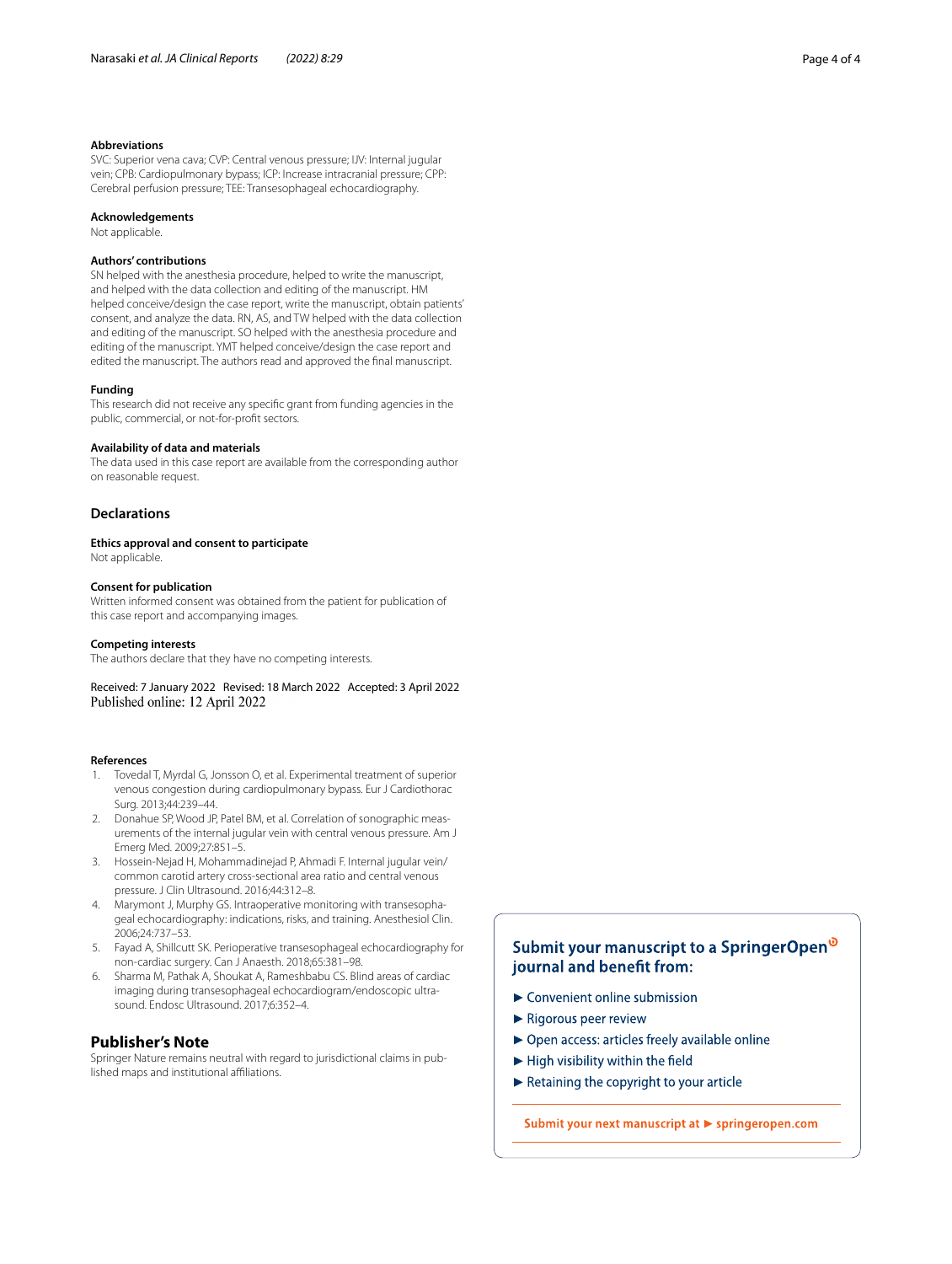### Abbreviations

SVC: Superior vena cava; CVP: Central venous pressure; IJV: Internal jugular vein; CPB: Cardiopulmonary bypass; ICP: Increase intracranial pressure; CPP: Cerebral perfusion pressure; TEE: Transesophageal echocardiography.

### Acknowledgements

Not applicable.

### Authors' contributions

SN helped with the anesthesia procedure, helped to write the manuscript, and helped with the data collection and editing of the manuscript. HM helped conceive/design the case report, write the manuscript, obtain patients' consent, and analyze the data. RN, AS, and TW helped with the data collection and editing of the manuscript. SO helped with the anesthesia procedure and editing of the manuscript. YMT helped conceive/design the case report and edited the manuscript. The authors read and approved the final manuscript.

### Funding

This research did not receive any specific grant from funding agencies in the public, commercial, or not-for-profit sectors.

### Availability of data and materials

The data used in this case report are available from the corresponding author on reasonable request.

## Declarations

### Ethics approval and consent to participate

Not applicable.

### Consent for publication

Written informed consent was obtained from the patient for publication of this case report and accompanying images.

### Competing interests

The authors declare that they have no competing interests.

Received: 7 January 2022 Revised: 18 March 2022 Accepted: 3 April 2022
Published online: 12 April 2022

### References

1. Tovedal T, Myrdal G, Jonsson O, et al. Experimental treatment of superior venous congestion during cardiopulmonary bypass. Eur J Cardiothorac Surg. 2013;44:239–44.
2. Donahue SP, Wood JP, Patel BM, et al. Correlation of sonographic measurements of the internal jugular vein with central venous pressure. Am J Emerg Med. 2009;27:851–5.
3. Hossein-Nejad H, Mohammadinejad P, Ahmadi F. Internal jugular vein/common carotid artery cross-sectional area ratio and central venous pressure. J Clin Ultrasound. 2016;44:312–8.
4. Marymont J, Murphy GS. Intraoperative monitoring with transesophageal echocardiography: indications, risks, and training. Anesthesiol Clin. 2006;24:737–53.
5. Fayad A, Shillcutt SK. Perioperative transesophageal echocardiography for non-cardiac surgery. Can J Anaesth. 2018;65:381–98.
6. Sharma M, Pathak A, Shoukat A, Rameshbabu CS. Blind areas of cardiac imaging during transesophageal echocardiogram/endoscopic ultrasound. Endosc Ultrasound. 2017;6:352–4.

## Publisher's Note

Springer Nature remains neutral with regard to jurisdictional claims in published maps and institutional affiliations.

**Submit your manuscript to a SpringerOpen journal and benefit from:**

- ► Convenient online submission
- ► Rigorous peer review
- ► Open access: articles freely available online
- ► High visibility within the field
- ► Retaining the copyright to your article

**Submit your next manuscript at ► springeropen.com**